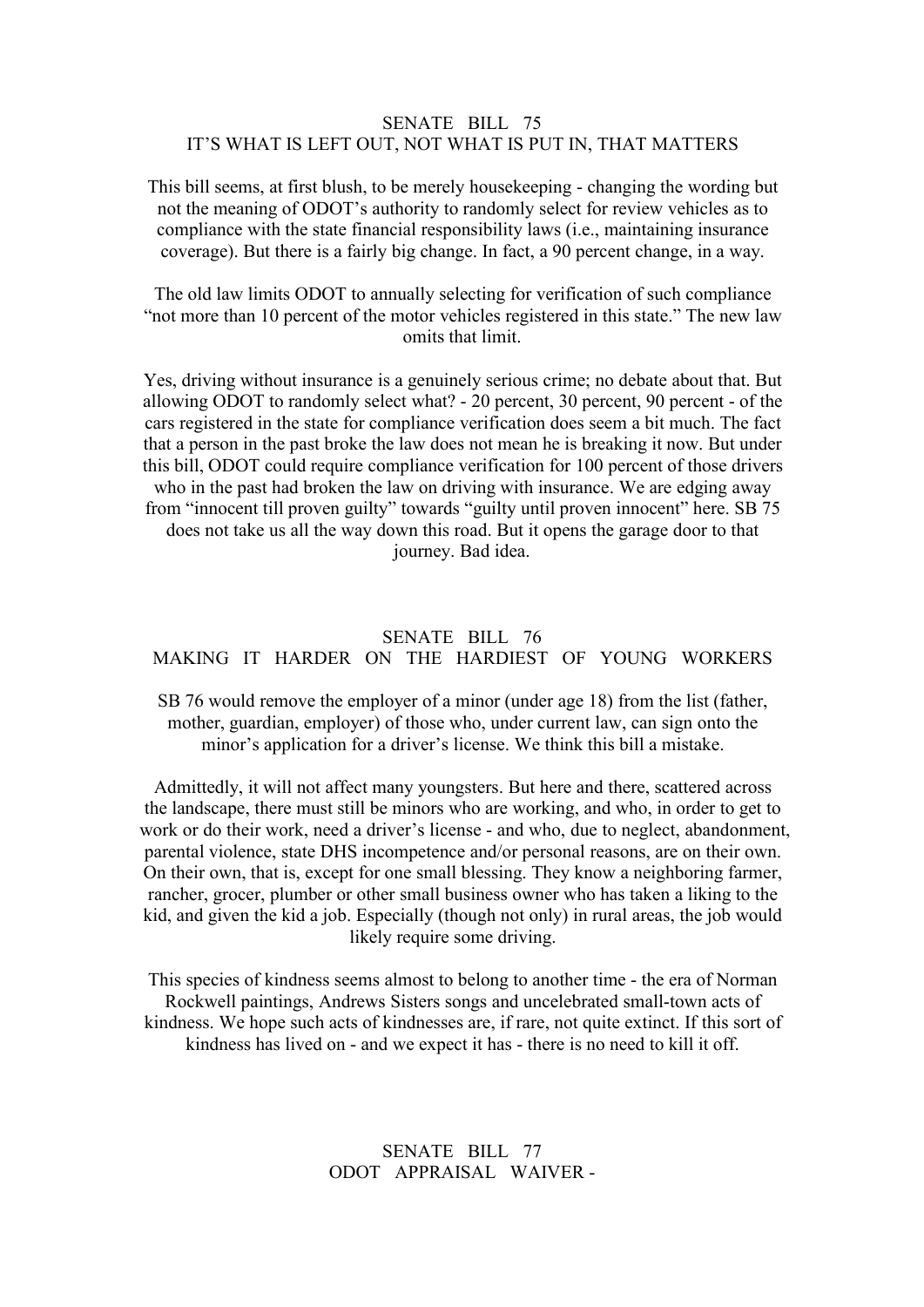## SENATE BILL 75
## IT'S WHAT IS LEFT OUT, NOT WHAT IS PUT IN, THAT MATTERS

This bill seems, at first blush, to be merely housekeeping - changing the wording but not the meaning of ODOT's authority to randomly select for review vehicles as to compliance with the state financial responsibility laws (i.e., maintaining insurance coverage). But there is a fairly big change. In fact, a 90 percent change, in a way.

The old law limits ODOT to annually selecting for verification of such compliance "not more than 10 percent of the motor vehicles registered in this state." The new law omits that limit.

Yes, driving without insurance is a genuinely serious crime; no debate about that. But allowing ODOT to randomly select what? - 20 percent, 30 percent, 90 percent - of the cars registered in the state for compliance verification does seem a bit much. The fact that a person in the past broke the law does not mean he is breaking it now. But under this bill, ODOT could require compliance verification for 100 percent of those drivers who in the past had broken the law on driving with insurance. We are edging away from "innocent till proven guilty" towards "guilty until proven innocent" here. SB 75 does not take us all the way down this road. But it opens the garage door to that journey. Bad idea.

## SENATE BILL 76
## MAKING IT HARDER ON THE HARDIEST OF YOUNG WORKERS

SB 76 would remove the employer of a minor (under age 18) from the list (father, mother, guardian, employer) of those who, under current law, can sign onto the minor's application for a driver's license. We think this bill a mistake.

Admittedly, it will not affect many youngsters. But here and there, scattered across the landscape, there must still be minors who are working, and who, in order to get to work or do their work, need a driver's license - and who, due to neglect, abandonment, parental violence, state DHS incompetence and/or personal reasons, are on their own. On their own, that is, except for one small blessing. They know a neighboring farmer, rancher, grocer, plumber or other small business owner who has taken a liking to the kid, and given the kid a job. Especially (though not only) in rural areas, the job would likely require some driving.

This species of kindness seems almost to belong to another time - the era of Norman Rockwell paintings, Andrews Sisters songs and uncelebrated small-town acts of kindness. We hope such acts of kindnesses are, if rare, not quite extinct. If this sort of kindness has lived on - and we expect it has - there is no need to kill it off.

## SENATE BILL 77
## ODOT APPRAISAL WAIVER -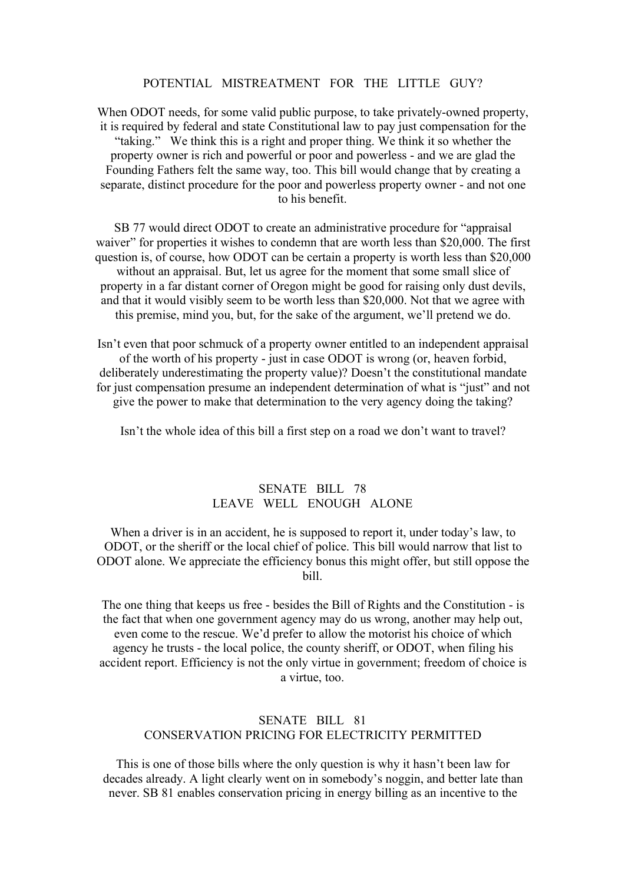## POTENTIAL MISTREATMENT FOR THE LITTLE GUY?

When ODOT needs, for some valid public purpose, to take privately-owned property, it is required by federal and state Constitutional law to pay just compensation for the "taking." We think this is a right and proper thing. We think it so whether the property owner is rich and powerful or poor and powerless - and we are glad the Founding Fathers felt the same way, too. This bill would change that by creating a separate, distinct procedure for the poor and powerless property owner - and not one to his benefit.

SB 77 would direct ODOT to create an administrative procedure for "appraisal waiver" for properties it wishes to condemn that are worth less than $20,000. The first question is, of course, how ODOT can be certain a property is worth less than $20,000 without an appraisal. But, let us agree for the moment that some small slice of property in a far distant corner of Oregon might be good for raising only dust devils, and that it would visibly seem to be worth less than $20,000. Not that we agree with this premise, mind you, but, for the sake of the argument, we'll pretend we do.

Isn't even that poor schmuck of a property owner entitled to an independent appraisal of the worth of his property - just in case ODOT is wrong (or, heaven forbid, deliberately underestimating the property value)? Doesn't the constitutional mandate for just compensation presume an independent determination of what is "just" and not give the power to make that determination to the very agency doing the taking?

Isn't the whole idea of this bill a first step on a road we don't want to travel?

## SENATE BILL 78
## LEAVE WELL ENOUGH ALONE

When a driver is in an accident, he is supposed to report it, under today's law, to ODOT, or the sheriff or the local chief of police. This bill would narrow that list to ODOT alone. We appreciate the efficiency bonus this might offer, but still oppose the bill.

The one thing that keeps us free - besides the Bill of Rights and the Constitution - is the fact that when one government agency may do us wrong, another may help out, even come to the rescue. We'd prefer to allow the motorist his choice of which agency he trusts - the local police, the county sheriff, or ODOT, when filing his accident report. Efficiency is not the only virtue in government; freedom of choice is a virtue, too.

## SENATE BILL 81
## CONSERVATION PRICING FOR ELECTRICITY PERMITTED

This is one of those bills where the only question is why it hasn't been law for decades already. A light clearly went on in somebody's noggin, and better late than never. SB 81 enables conservation pricing in energy billing as an incentive to the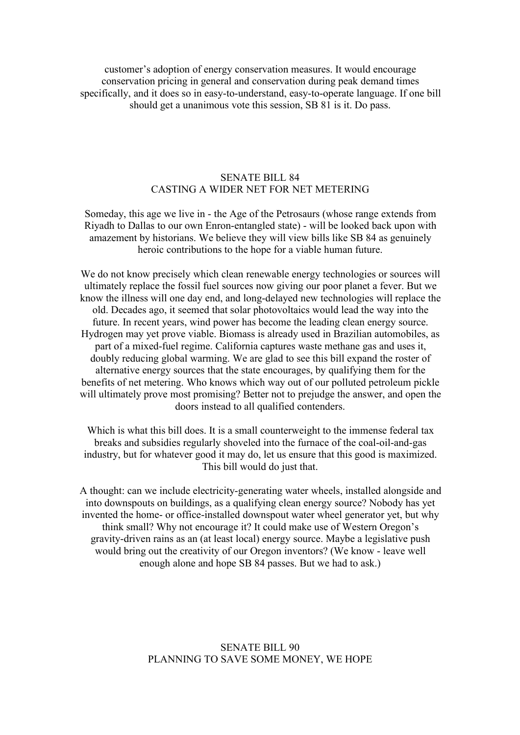customer's adoption of energy conservation measures. It would encourage conservation pricing in general and conservation during peak demand times specifically, and it does so in easy-to-understand, easy-to-operate language. If one bill should get a unanimous vote this session, SB 81 is it. Do pass.

## SENATE BILL 84
## CASTING A WIDER NET FOR NET METERING

Someday, this age we live in - the Age of the Petrosaurs (whose range extends from Riyadh to Dallas to our own Enron-entangled state) - will be looked back upon with amazement by historians. We believe they will view bills like SB 84 as genuinely heroic contributions to the hope for a viable human future.

We do not know precisely which clean renewable energy technologies or sources will ultimately replace the fossil fuel sources now giving our poor planet a fever. But we know the illness will one day end, and long-delayed new technologies will replace the old. Decades ago, it seemed that solar photovoltaics would lead the way into the future. In recent years, wind power has become the leading clean energy source. Hydrogen may yet prove viable. Biomass is already used in Brazilian automobiles, as part of a mixed-fuel regime. California captures waste methane gas and uses it, doubly reducing global warming. We are glad to see this bill expand the roster of alternative energy sources that the state encourages, by qualifying them for the benefits of net metering. Who knows which way out of our polluted petroleum pickle will ultimately prove most promising? Better not to prejudge the answer, and open the doors instead to all qualified contenders.

Which is what this bill does. It is a small counterweight to the immense federal tax breaks and subsidies regularly shoveled into the furnace of the coal-oil-and-gas industry, but for whatever good it may do, let us ensure that this good is maximized. This bill would do just that.

A thought: can we include electricity-generating water wheels, installed alongside and into downspouts on buildings, as a qualifying clean energy source? Nobody has yet invented the home- or office-installed downspout water wheel generator yet, but why think small? Why not encourage it? It could make use of Western Oregon's gravity-driven rains as an (at least local) energy source. Maybe a legislative push would bring out the creativity of our Oregon inventors? (We know - leave well enough alone and hope SB 84 passes. But we had to ask.)

## SENATE BILL 90
## PLANNING TO SAVE SOME MONEY, WE HOPE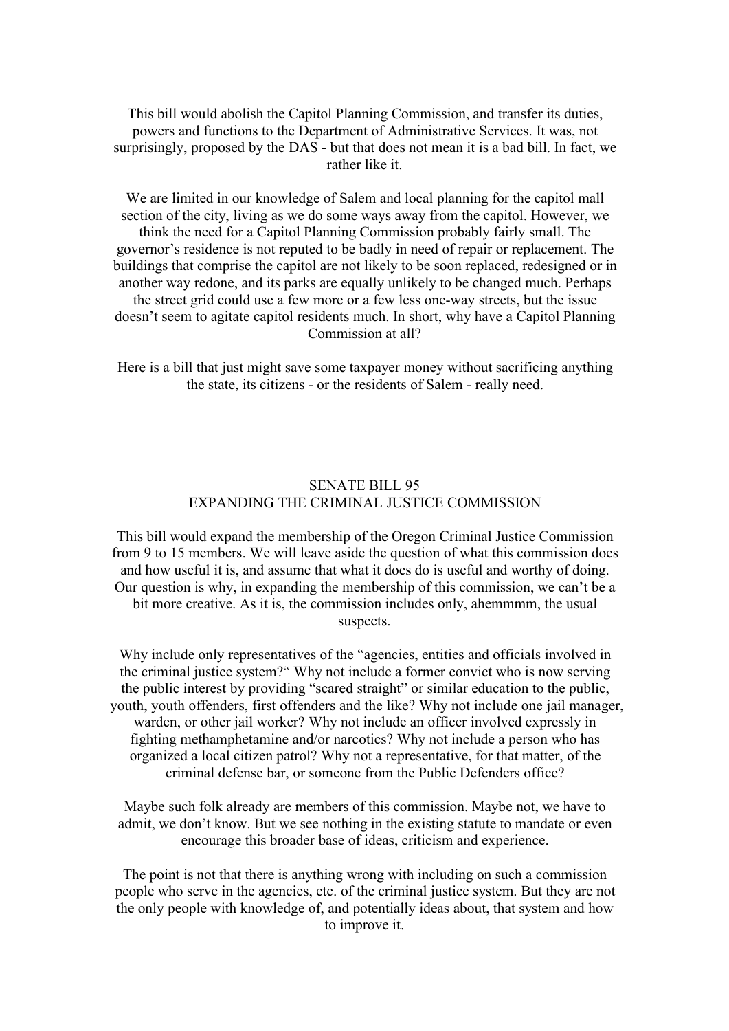This bill would abolish the Capitol Planning Commission, and transfer its duties, powers and functions to the Department of Administrative Services. It was, not surprisingly, proposed by the DAS - but that does not mean it is a bad bill. In fact, we rather like it.

We are limited in our knowledge of Salem and local planning for the capitol mall section of the city, living as we do some ways away from the capitol. However, we think the need for a Capitol Planning Commission probably fairly small. The governor's residence is not reputed to be badly in need of repair or replacement. The buildings that comprise the capitol are not likely to be soon replaced, redesigned or in another way redone, and its parks are equally unlikely to be changed much. Perhaps the street grid could use a few more or a few less one-way streets, but the issue doesn't seem to agitate capitol residents much. In short, why have a Capitol Planning Commission at all?

Here is a bill that just might save some taxpayer money without sacrificing anything the state, its citizens - or the residents of Salem - really need.

## SENATE BILL 95
## EXPANDING THE CRIMINAL JUSTICE COMMISSION

This bill would expand the membership of the Oregon Criminal Justice Commission from 9 to 15 members. We will leave aside the question of what this commission does and how useful it is, and assume that what it does do is useful and worthy of doing. Our question is why, in expanding the membership of this commission, we can't be a bit more creative. As it is, the commission includes only, ahemmmm, the usual suspects.

Why include only representatives of the "agencies, entities and officials involved in the criminal justice system?" Why not include a former convict who is now serving the public interest by providing "scared straight" or similar education to the public, youth, youth offenders, first offenders and the like? Why not include one jail manager, warden, or other jail worker? Why not include an officer involved expressly in fighting methamphetamine and/or narcotics? Why not include a person who has organized a local citizen patrol? Why not a representative, for that matter, of the criminal defense bar, or someone from the Public Defenders office?

Maybe such folk already are members of this commission. Maybe not, we have to admit, we don't know. But we see nothing in the existing statute to mandate or even encourage this broader base of ideas, criticism and experience.

The point is not that there is anything wrong with including on such a commission people who serve in the agencies, etc. of the criminal justice system. But they are not the only people with knowledge of, and potentially ideas about, that system and how to improve it.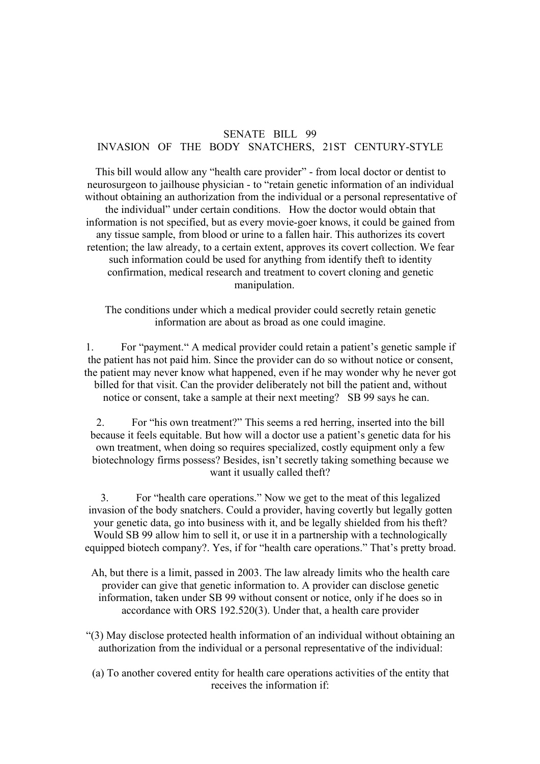# SENATE BILL 99
## INVASION OF THE BODY SNATCHERS, 21ST CENTURY-STYLE

This bill would allow any "health care provider" - from local doctor or dentist to neurosurgeon to jailhouse physician - to "retain genetic information of an individual without obtaining an authorization from the individual or a personal representative of the individual" under certain conditions. How the doctor would obtain that information is not specified, but as every movie-goer knows, it could be gained from any tissue sample, from blood or urine to a fallen hair. This authorizes its covert retention; the law already, to a certain extent, approves its covert collection. We fear such information could be used for anything from identify theft to identity confirmation, medical research and treatment to covert cloning and genetic manipulation.

The conditions under which a medical provider could secretly retain genetic information are about as broad as one could imagine.

1. For "payment." A medical provider could retain a patient's genetic sample if the patient has not paid him. Since the provider can do so without notice or consent, the patient may never know what happened, even if he may wonder why he never got billed for that visit. Can the provider deliberately not bill the patient and, without notice or consent, take a sample at their next meeting? SB 99 says he can.

2. For "his own treatment?" This seems a red herring, inserted into the bill because it feels equitable. But how will a doctor use a patient's genetic data for his own treatment, when doing so requires specialized, costly equipment only a few biotechnology firms possess? Besides, isn't secretly taking something because we want it usually called theft?

3. For "health care operations." Now we get to the meat of this legalized invasion of the body snatchers. Could a provider, having covertly but legally gotten your genetic data, go into business with it, and be legally shielded from his theft? Would SB 99 allow him to sell it, or use it in a partnership with a technologically equipped biotech company?. Yes, if for "health care operations." That's pretty broad.

Ah, but there is a limit, passed in 2003. The law already limits who the health care provider can give that genetic information to. A provider can disclose genetic information, taken under SB 99 without consent or notice, only if he does so in accordance with ORS 192.520(3). Under that, a health care provider

"(3) May disclose protected health information of an individual without obtaining an authorization from the individual or a personal representative of the individual:

(a) To another covered entity for health care operations activities of the entity that receives the information if: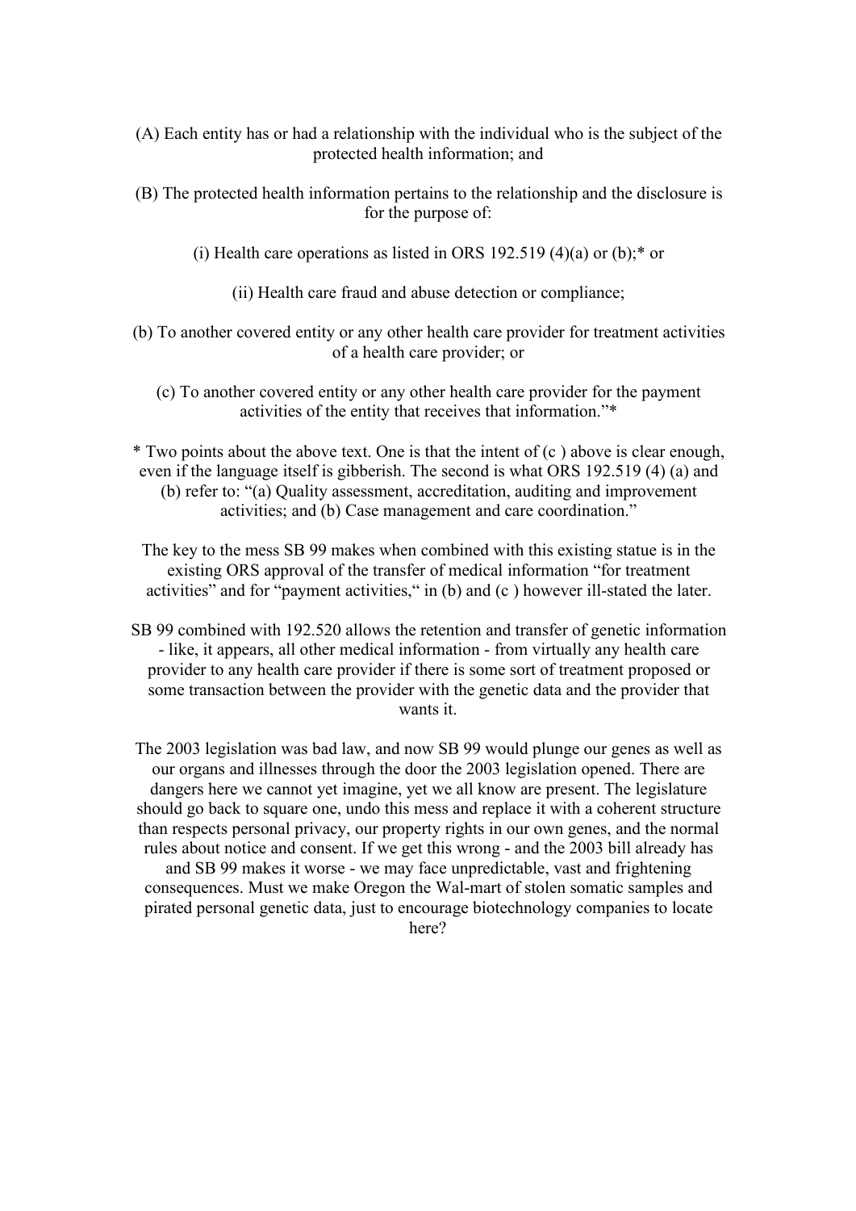(A) Each entity has or had a relationship with the individual who is the subject of the protected health information; and

(B) The protected health information pertains to the relationship and the disclosure is for the purpose of:

(i) Health care operations as listed in ORS 192.519 (4)(a) or (b);* or

(ii) Health care fraud and abuse detection or compliance;

(b) To another covered entity or any other health care provider for treatment activities of a health care provider; or

(c) To another covered entity or any other health care provider for the payment activities of the entity that receives that information."*

* Two points about the above text. One is that the intent of (c ) above is clear enough, even if the language itself is gibberish. The second is what ORS 192.519 (4) (a) and (b) refer to: "(a) Quality assessment, accreditation, auditing and improvement activities; and (b) Case management and care coordination."

The key to the mess SB 99 makes when combined with this existing statue is in the existing ORS approval of the transfer of medical information "for treatment activities" and for "payment activities," in (b) and (c ) however ill-stated the later.

SB 99 combined with 192.520 allows the retention and transfer of genetic information - like, it appears, all other medical information - from virtually any health care provider to any health care provider if there is some sort of treatment proposed or some transaction between the provider with the genetic data and the provider that wants it.

The 2003 legislation was bad law, and now SB 99 would plunge our genes as well as our organs and illnesses through the door the 2003 legislation opened. There are dangers here we cannot yet imagine, yet we all know are present. The legislature should go back to square one, undo this mess and replace it with a coherent structure than respects personal privacy, our property rights in our own genes, and the normal rules about notice and consent. If we get this wrong - and the 2003 bill already has and SB 99 makes it worse - we may face unpredictable, vast and frightening consequences. Must we make Oregon the Wal-mart of stolen somatic samples and pirated personal genetic data, just to encourage biotechnology companies to locate here?